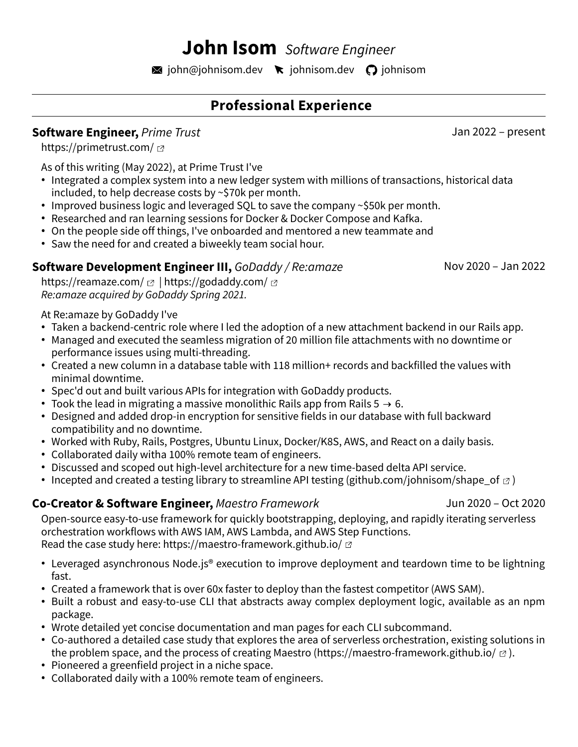# John Isom *Software Engineer*

john@johnisom.dev | johnisom.dev | johnisom

## Professional Experience

### **Software Engineer,** *Prime Trust* — Jan 2022 – present

https://primetrust.com/

As of this writing (May 2022), at Prime Trust I've

- Integrated a complex system into a new ledger system with millions of transactions, historical data included, to help decrease costs by ~$70k per month.
- Improved business logic and leveraged SQL to save the company ~$50k per month.
- Researched and ran learning sessions for Docker & Docker Compose and Kafka.
- On the people side off things, I've onboarded and mentored a new teammate and
- Saw the need for and created a biweekly team social hour.

### **Software Development Engineer III,** *GoDaddy / Re:amaze* — Nov 2020 – Jan 2022

https://reamaze.com/ | https://godaddy.com/

*Re:amaze acquired by GoDaddy Spring 2021.*

At Re:amaze by GoDaddy I've

- Taken a backend-centric role where I led the adoption of a new attachment backend in our Rails app.
- Managed and executed the seamless migration of 20 million file attachments with no downtime or performance issues using multi-threading.
- Created a new column in a database table with 118 million+ records and backfilled the values with minimal downtime.
- Spec'd out and built various APIs for integration with GoDaddy products.
- Took the lead in migrating a massive monolithic Rails app from Rails 5 → 6.
- Designed and added drop-in encryption for sensitive fields in our database with full backward compatibility and no downtime.
- Worked with Ruby, Rails, Postgres, Ubuntu Linux, Docker/K8S, AWS, and React on a daily basis.
- Collaborated daily witha 100% remote team of engineers.
- Discussed and scoped out high-level architecture for a new time-based delta API service.
- Incepted and created a testing library to streamline API testing (github.com/johnisom/shape_of )

### **Co-Creator & Software Engineer,** *Maestro Framework* — Jun 2020 – Oct 2020

Open-source easy-to-use framework for quickly bootstrapping, deploying, and rapidly iterating serverless orchestration workflows with AWS IAM, AWS Lambda, and AWS Step Functions.
Read the case study here: https://maestro-framework.github.io/

- Leveraged asynchronous Node.js® execution to improve deployment and teardown time to be lightning fast.
- Created a framework that is over 60x faster to deploy than the fastest competitor (AWS SAM).
- Built a robust and easy-to-use CLI that abstracts away complex deployment logic, available as an npm package.
- Wrote detailed yet concise documentation and man pages for each CLI subcommand.
- Co-authored a detailed case study that explores the area of serverless orchestration, existing solutions in the problem space, and the process of creating Maestro (https://maestro-framework.github.io/ ).
- Pioneered a greenfield project in a niche space.
- Collaborated daily with a 100% remote team of engineers.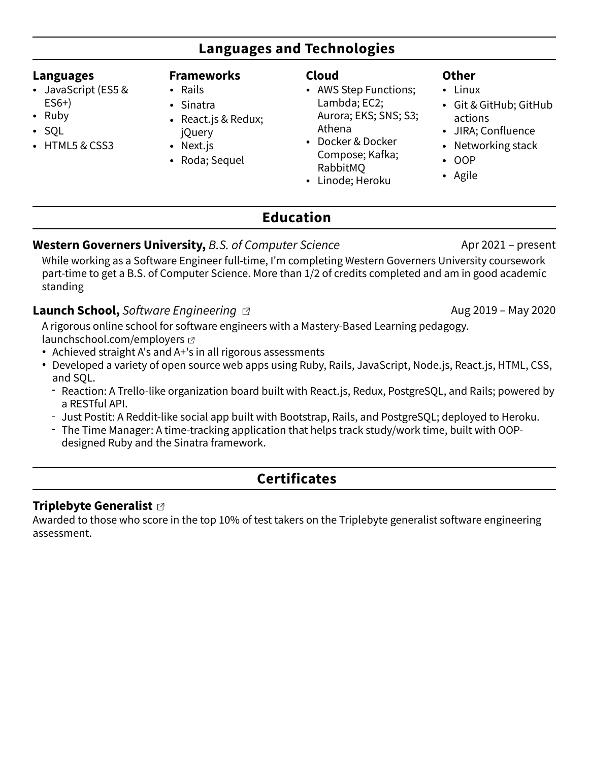## Languages and Technologies

### Languages
- JavaScript (ES5 & ES6+)
- Ruby
- SQL
- HTML5 & CSS3

### Frameworks
- Rails
- Sinatra
- React.js & Redux; jQuery
- Next.js
- Roda; Sequel

### Cloud
- AWS Step Functions; Lambda; EC2; Aurora; EKS; SNS; S3; Athena
- Docker & Docker Compose; Kafka; RabbitMQ
- Linode; Heroku

### Other
- Linux
- Git & GitHub; GitHub actions
- JIRA; Confluence
- Networking stack
- OOP
- Agile

## Education

**Western Governers University,** *B.S. of Computer Science* — Apr 2021 – present

While working as a Software Engineer full-time, I'm completing Western Governers University coursework part-time to get a B.S. of Computer Science. More than 1/2 of credits completed and am in good academic standing

**Launch School,** *Software Engineering* — Aug 2019 – May 2020

A rigorous online school for software engineers with a Mastery-Based Learning pedagogy. launchschool.com/employers

- Achieved straight A's and A+'s in all rigorous assessments
- Developed a variety of open source web apps using Ruby, Rails, JavaScript, Node.js, React.js, HTML, CSS, and SQL.
  - Reaction: A Trello-like organization board built with React.js, Redux, PostgreSQL, and Rails; powered by a RESTful API.
  - Just Postit: A Reddit-like social app built with Bootstrap, Rails, and PostgreSQL; deployed to Heroku.
  - The Time Manager: A time-tracking application that helps track study/work time, built with OOP-designed Ruby and the Sinatra framework.

## Certificates

**Triplebyte Generalist**

Awarded to those who score in the top 10% of test takers on the Triplebyte generalist software engineering assessment.